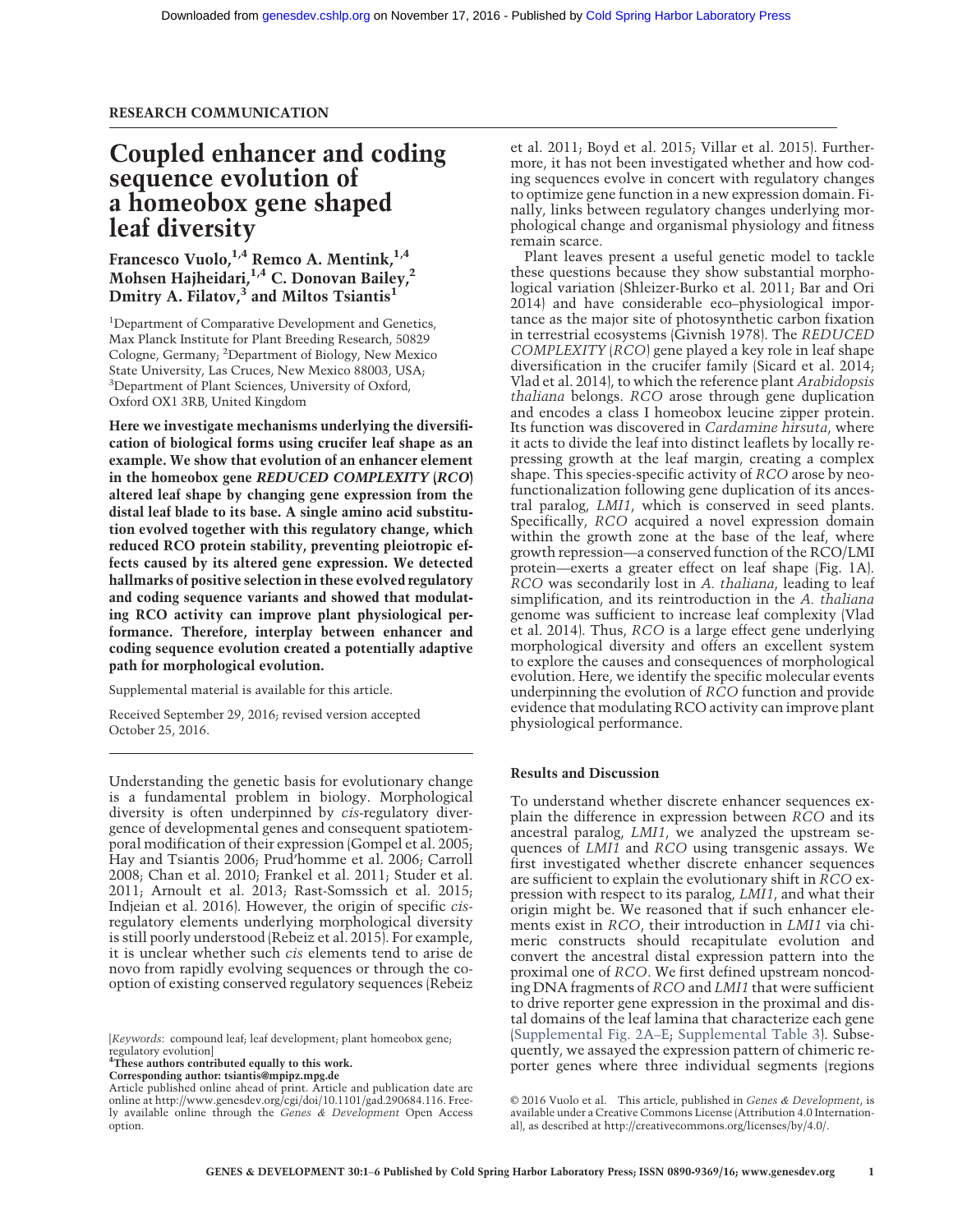RESEARCH COMMUNICATION

# Coupled enhancer and coding sequence evolution of a homeobox gene shaped leaf diversity

**Francesco Vuolo,[1,4] Remco A. Mentink,[1,4] Mohsen Hajheidari,[1,4] C. Donovan Bailey,[2] Dmitry A. Filatov,[3] and Miltos Tsiantis[1]**

[1]Department of Comparative Development and Genetics, Max Planck Institute for Plant Breeding Research, 50829 Cologne, Germany; [2]Department of Biology, New Mexico State University, Las Cruces, New Mexico 88003, USA; [3]Department of Plant Sciences, University of Oxford, Oxford OX1 3RB, United Kingdom

**Here we investigate mechanisms underlying the diversification of biological forms using crucifer leaf shape as an example. We show that evolution of an enhancer element in the homeobox gene *REDUCED COMPLEXITY* (*RCO*) altered leaf shape by changing gene expression from the distal leaf blade to its base. A single amino acid substitution evolved together with this regulatory change, which reduced RCO protein stability, preventing pleiotropic effects caused by its altered gene expression. We detected hallmarks of positive selection in these evolved regulatory and coding sequence variants and showed that modulating RCO activity can improve plant physiological performance. Therefore, interplay between enhancer and coding sequence evolution created a potentially adaptive path for morphological evolution.**

Supplemental material is available for this article.

Received September 29, 2016; revised version accepted October 25, 2016.

Understanding the genetic basis for evolutionary change is a fundamental problem in biology. Morphological diversity is often underpinned by *cis*-regulatory divergence of developmental genes and consequent spatiotemporal modification of their expression (Gompel et al. 2005; Hay and Tsiantis 2006; Prud'homme et al. 2006; Carroll 2008; Chan et al. 2010; Frankel et al. 2011; Studer et al. 2011; Arnoult et al. 2013; Rast-Somssich et al. 2015; Indjeian et al. 2016). However, the origin of specific *cis*-regulatory elements underlying morphological diversity is still poorly understood (Rebeiz et al. 2015). For example, it is unclear whether such *cis* elements tend to arise de novo from rapidly evolving sequences or through the co-option of existing conserved regulatory sequences (Rebeiz et al. 2011; Boyd et al. 2015; Villar et al. 2015). Furthermore, it has not been investigated whether and how coding sequences evolve in concert with regulatory changes to optimize gene function in a new expression domain. Finally, links between regulatory changes underlying morphological change and organismal physiology and fitness remain scarce.

Plant leaves present a useful genetic model to tackle these questions because they show substantial morphological variation (Shleizer-Burko et al. 2011; Bar and Ori 2014) and have considerable eco–physiological importance as the major site of photosynthetic carbon fixation in terrestrial ecosystems (Givnish 1978). The *REDUCED COMPLEXITY* (*RCO*) gene played a key role in leaf shape diversification in the crucifer family (Sicard et al. 2014; Vlad et al. 2014), to which the reference plant *Arabidopsis thaliana* belongs. *RCO* arose through gene duplication and encodes a class I homeobox leucine zipper protein. Its function was discovered in *Cardamine hirsuta*, where it acts to divide the leaf into distinct leaflets by locally repressing growth at the leaf margin, creating a complex shape. This species-specific activity of *RCO* arose by neofunctionalization following gene duplication of its ancestral paralog, *LMI1*, which is conserved in seed plants. Specifically, *RCO* acquired a novel expression domain within the growth zone at the base of the leaf, where growth repression—a conserved function of the RCO/LMI protein—exerts a greater effect on leaf shape (Fig. 1A). *RCO* was secondarily lost in *A. thaliana*, leading to leaf simplification, and its reintroduction in the *A. thaliana* genome was sufficient to increase leaf complexity (Vlad et al. 2014). Thus, *RCO* is a large effect gene underlying morphological diversity and offers an excellent system to explore the causes and consequences of morphological evolution. Here, we identify the specific molecular events underpinning the evolution of *RCO* function and provide evidence that modulating RCO activity can improve plant physiological performance.

## Results and Discussion

To understand whether discrete enhancer sequences explain the difference in expression between *RCO* and its ancestral paralog, *LMI1*, we analyzed the upstream sequences of *LMI1* and *RCO* using transgenic assays. We first investigated whether discrete enhancer sequences are sufficient to explain the evolutionary shift in *RCO* expression with respect to its paralog, *LMI1*, and what their origin might be. We reasoned that if such enhancer elements exist in *RCO*, their introduction in *LMI1* via chimeric constructs should recapitulate evolution and convert the ancestral distal expression pattern into the proximal one of *RCO*. We first defined upstream noncoding DNA fragments of *RCO* and *LMI1* that were sufficient to drive reporter gene expression in the proximal and distal domains of the leaf lamina that characterize each gene (Supplemental Fig. 2A–E; Supplemental Table 3). Subsequently, we assayed the expression pattern of chimeric reporter genes where three individual segments (regions

[*Keywords*: compound leaf; leaf development; plant homeobox gene; regulatory evolution]
[4]These authors contributed equally to this work.
**Corresponding author: tsiantis@mpipz.mpg.de**
Article published online ahead of print. Article and publication date are online at http://www.genesdev.org/cgi/doi/10.1101/gad.290684.116. Freely available online through the *Genes & Development* Open Access option.

© 2016 Vuolo et al. This article, published in *Genes & Development*, is available under a Creative Commons License (Attribution 4.0 International), as described at http://creativecommons.org/licenses/by/4.0/.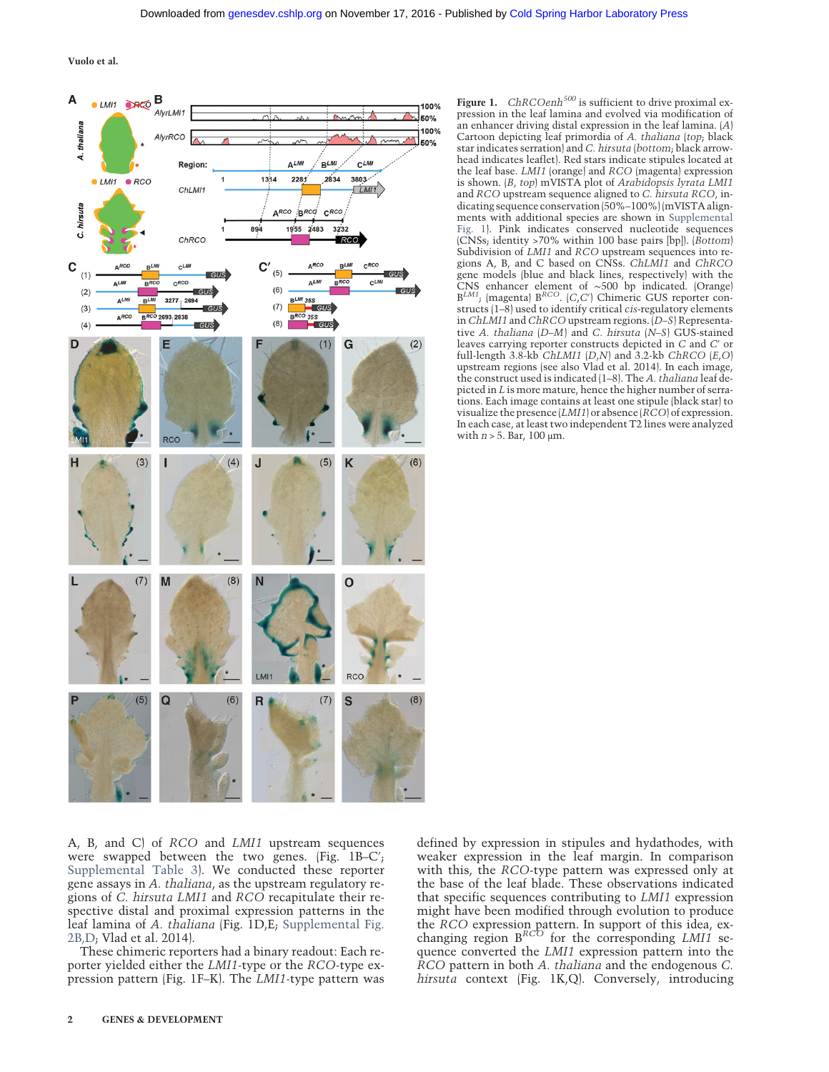**Figure 1.** *ChRCOenh*[500] is sufficient to drive proximal expression in the leaf lamina and evolved via modification of an enhancer driving distal expression in the leaf lamina. (*A*) Cartoon depicting leaf primordia of *A. thaliana* (*top*; black star indicates serration) and *C. hirsuta* (*bottom*; black arrowhead indicates leaflet). Red stars indicate stipules located at the leaf base. *LMI1* (orange) and *RCO* (magenta) expression is shown. (*B*, *top*) mVISTA plot of *Arabidopsis lyrata LMI1* and *RCO* upstream sequence aligned to *C. hirsuta RCO*, indicating sequence conservation (50%–100%) (mVISTA alignments with additional species are shown in Supplemental Fig. 1). Pink indicates conserved nucleotide sequences (CNSs; identity >70% within 100 base pairs [bp]). (*Bottom*) Subdivision of *LMI1* and *RCO* upstream sequences into regions A, B, and C based on CNSs. *ChLMI1* and *ChRCO* gene models (blue and black lines, respectively) with the CNS enhancer element of ∼500 bp indicated. (Orange) $B^{LMI1}$; (magenta) $B^{RCO}$. (*C*,*C′*) Chimeric GUS reporter constructs (1–8) used to identify critical *cis*-regulatory elements in *ChLMI1* and *ChRCO* upstream regions. (*D*–*S*) Representative *A. thaliana* (*D*–*M*) and *C. hirsuta* (*N*–*S*) GUS-stained leaves carrying reporter constructs depicted in *C* and *C′* or full-length 3.8-kb *ChLMI1* (*D*,*N*) and 3.2-kb *ChRCO* (*E*,*O*) upstream regions (see also Vlad et al. 2014). In each image, the construct used is indicated (1–8). The *A. thaliana* leaf depicted in *L* is more mature, hence the higher number of serrations. Each image contains at least one stipule (black star) to visualize the presence (*LMI1*) or absence (*RCO*) of expression. In each case, at least two independent T2 lines were analyzed with *n* > 5. Bar, 100 µm.

A, B, and C) of *RCO* and *LMI1* upstream sequences were swapped between the two genes. (Fig. 1B–C′; Supplemental Table 3). We conducted these reporter gene assays in *A. thaliana*, as the upstream regulatory regions of *C. hirsuta LMI1* and *RCO* recapitulate their respective distal and proximal expression patterns in the leaf lamina of *A. thaliana* (Fig. 1D,E; Supplemental Fig. 2B,D; Vlad et al. 2014).

These chimeric reporters had a binary readout: Each reporter yielded either the *LMI1*-type or the *RCO*-type expression pattern (Fig. 1F–K). The *LMI1*-type pattern was defined by expression in stipules and hydathodes, with weaker expression in the leaf margin. In comparison with this, the *RCO*-type pattern was expressed only at the base of the leaf blade. These observations indicated that specific sequences contributing to *LMI1* expression might have been modified through evolution to produce the *RCO* expression pattern. In support of this idea, exchanging region $B^{RCO}$ for the corresponding *LMI1* sequence converted the *LMI1* expression pattern into the *RCO* pattern in both *A. thaliana* and the endogenous *C. hirsuta* context (Fig. 1K,Q). Conversely, introducing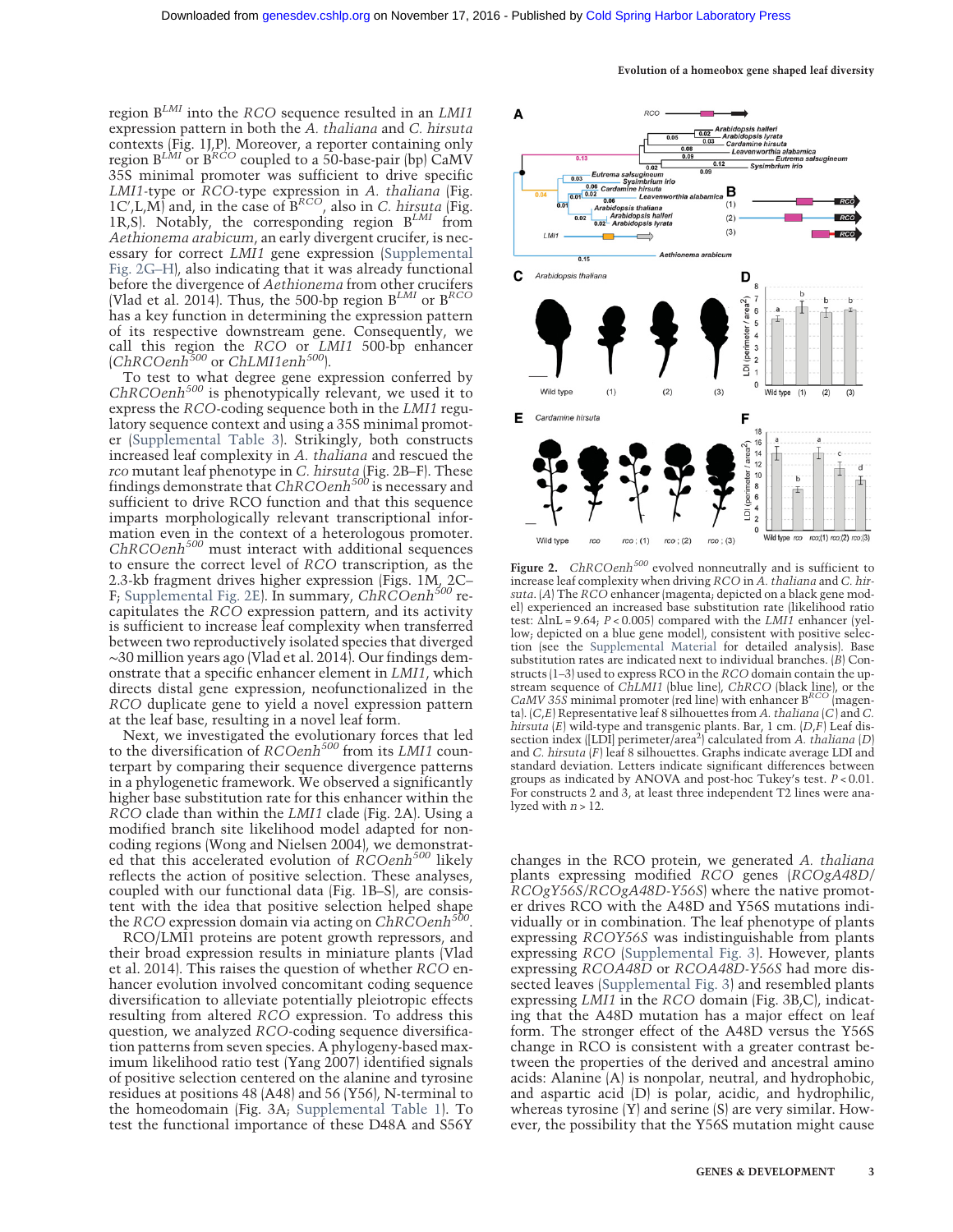region $B^{LMI}$ into the *RCO* sequence resulted in an *LMI1* expression pattern in both the *A. thaliana* and *C. hirsuta* contexts (Fig. 1J,P). Moreover, a reporter containing only region $B^{LMI}$ or $B^{RCO}$ coupled to a 50-base-pair (bp) CaMV 35S minimal promoter was sufficient to drive specific *LMI1*-type or *RCO*-type expression in *A. thaliana* (Fig. 1C′,L,M) and, in the case of $B^{RCO}$, also in *C. hirsuta* (Fig. 1R,S). Notably, the corresponding region $B^{LMI}$ from *Aethionema arabicum*, an early divergent crucifer, is necessary for correct *LMI1* gene expression (Supplemental Fig. 2G–H), also indicating that it was already functional before the divergence of *Aethionema* from other crucifers (Vlad et al. 2014). Thus, the 500-bp region $B^{LMI}$ or $B^{RCO}$ has a key function in determining the expression pattern of its respective downstream gene. Consequently, we call this region the *RCO* or *LMI1* 500-bp enhancer (*ChRCOenh*$^{500}$ or *ChLMI1enh*$^{500}$).

To test to what degree gene expression conferred by *ChRCOenh*$^{500}$ is phenotypically relevant, we used it to express the *RCO*-coding sequence both in the *LMI1* regulatory sequence context and using a 35S minimal promoter (Supplemental Table 3). Strikingly, both constructs increased leaf complexity in *A. thaliana* and rescued the *rco* mutant leaf phenotype in *C. hirsuta* (Fig. 2B–F). These findings demonstrate that *ChRCOenh*$^{500}$ is necessary and sufficient to drive RCO function and that this sequence imparts morphologically relevant transcriptional information even in the context of a heterologous promoter. *ChRCOenh*$^{500}$ must interact with additional sequences to ensure the correct level of *RCO* transcription, as the 2.3-kb fragment drives higher expression (Figs. 1M, 2C–F; Supplemental Fig. 2E). In summary, *ChRCOenh*$^{500}$ recapitulates the *RCO* expression pattern, and its activity is sufficient to increase leaf complexity when transferred between two reproductively isolated species that diverged ~30 million years ago (Vlad et al. 2014). Our findings demonstrate that a specific enhancer element in *LMI1*, which directs distal gene expression, neofunctionalized in the *RCO* duplicate gene to yield a novel expression pattern at the leaf base, resulting in a novel leaf form.

Next, we investigated the evolutionary forces that led to the diversification of *RCOenh*$^{500}$ from its *LMI1* counterpart by comparing their sequence divergence patterns in a phylogenetic framework. We observed a significantly higher base substitution rate for this enhancer within the *RCO* clade than within the *LMI1* clade (Fig. 2A). Using a modified branch site likelihood model adapted for noncoding regions (Wong and Nielsen 2004), we demonstrated that this accelerated evolution of *RCOenh*$^{500}$ likely reflects the action of positive selection. These analyses, coupled with our functional data (Fig. 1B–S), are consistent with the idea that positive selection helped shape the *RCO* expression domain via acting on *ChRCOenh*$^{500}$.

RCO/LMI1 proteins are potent growth repressors, and their broad expression results in miniature plants (Vlad et al. 2014). This raises the question of whether *RCO* enhancer evolution involved concomitant coding sequence diversification to alleviate potentially pleiotropic effects resulting from altered *RCO* expression. To address this question, we analyzed *RCO*-coding sequence diversification patterns from seven species. A phylogeny-based maximum likelihood ratio test (Yang 2007) identified signals of positive selection centered on the alanine and tyrosine residues at positions 48 (A48) and 56 (Y56), N-terminal to the homeodomain (Fig. 3A; Supplemental Table 1). To test the functional importance of these D48A and S56Y changes in the RCO protein, we generated *A. thaliana* plants expressing modified *RCO* genes (*RCOgA48D*/*RCOgY56S*/*RCOgA48D-Y56S*) where the native promoter drives RCO with the A48D and Y56S mutations individually or in combination. The leaf phenotype of plants expressing *RCOY56S* was indistinguishable from plants expressing *RCO* (Supplemental Fig. 3). However, plants expressing *RCOA48D* or *RCOA48D-Y56S* had more dissected leaves (Supplemental Fig. 3) and resembled plants expressing *LMI1* in the *RCO* domain (Fig. 3B,C), indicating that the A48D mutation has a major effect on leaf form. The stronger effect of the A48D versus the Y56S change in RCO is consistent with a greater contrast between the properties of the derived and ancestral amino acids: Alanine (A) is nonpolar, neutral, and hydrophobic, and aspartic acid (D) is polar, acidic, and hydrophilic, whereas tyrosine (Y) and serine (S) are very similar. However, the possibility that the Y56S mutation might cause

**Figure 2.** *ChRCOenh*$^{500}$ evolved nonneutrally and is sufficient to increase leaf complexity when driving *RCO* in *A. thaliana* and *C. hirsuta*. (*A*) The *RCO* enhancer (magenta; depicted on a black gene model) experienced an increased base substitution rate (likelihood ratio test: $\Delta \ln L = 9.64$; $P < 0.005$) compared with the *LMI1* enhancer (yellow; depicted on a blue gene model), consistent with positive selection (see the Supplemental Material for detailed analysis). Base substitution rates are indicated next to individual branches. (*B*) Constructs (1–3) used to express RCO in the *RCO* domain contain the upstream sequence of *ChLMI1* (blue line), *ChRCO* (black line), or the *CaMV 35S* minimal promoter (red line) with enhancer $B^{RCO}$ (magenta). (*C*,*E*) Representative leaf 8 silhouettes from *A. thaliana* (*C*) and *C. hirsuta* (*E*) wild-type and transgenic plants. Bar, 1 cm. (*D*,*F*) Leaf dissection index ([LDI] perimeter/area$^2$) calculated from *A. thaliana* (*D*) and *C. hirsuta* (*F*) leaf 8 silhouettes. Graphs indicate average LDI and standard deviation. Letters indicate significant differences between groups as indicated by ANOVA and post-hoc Tukey's test. $P < 0.01$. For constructs 2 and 3, at least three independent T2 lines were analyzed with $n > 12$.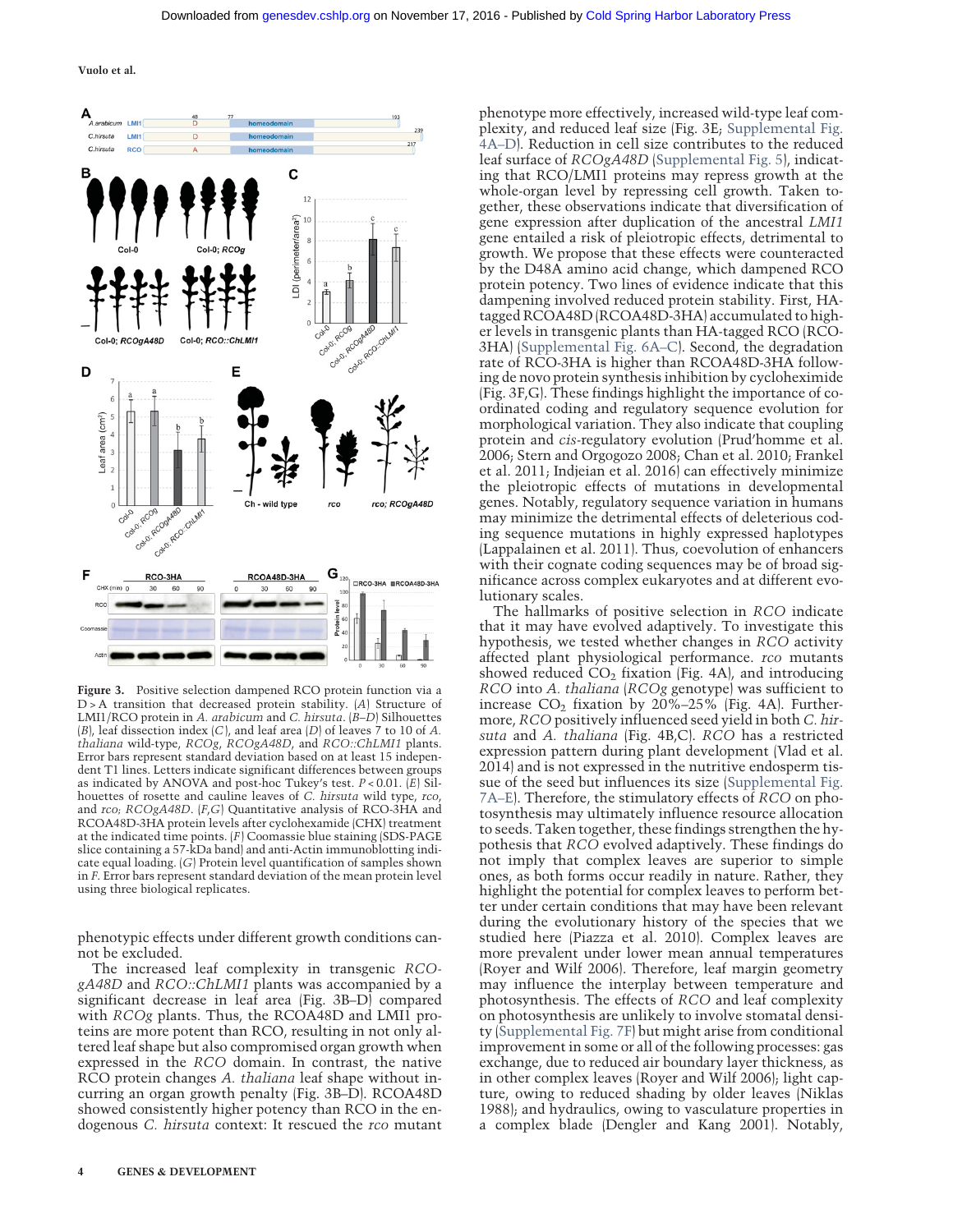**Figure 3.** Positive selection dampened RCO protein function via a D > A transition that decreased protein stability. (*A*) Structure of LMI1/RCO protein in *A. arabicum* and *C. hirsuta*. (*B*–*D*) Silhouettes (*B*), leaf dissection index (*C*), and leaf area (*D*) of leaves 7 to 10 of *A. thaliana* wild-type, *RCOg*, *RCOgA48D*, and *RCO::ChLMI1* plants. Error bars represent standard deviation based on at least 15 independent T1 lines. Letters indicate significant differences between groups as indicated by ANOVA and post-hoc Tukey's test. $P < 0.01$. (*E*) Silhouettes of rosette and cauline leaves of *C. hirsuta* wild type, *rco*, and *rco; RCOgA48D*. (*F*,*G*) Quantitative analysis of RCO-3HA and RCOA48D-3HA protein levels after cyclohexamide (CHX) treatment at the indicated time points. (*F*) Coomassie blue staining (SDS-PAGE slice containing a 57-kDa band) and anti-Actin immunoblotting indicate equal loading. (*G*) Protein level quantification of samples shown in *F*. Error bars represent standard deviation of the mean protein level using three biological replicates.

phenotypic effects under different growth conditions cannot be excluded.

The increased leaf complexity in transgenic *RCOgA48D* and *RCO::ChLMI1* plants was accompanied by a significant decrease in leaf area (Fig. 3B–D) compared with *RCOg* plants. Thus, the RCOA48D and LMI1 proteins are more potent than RCO, resulting in not only altered leaf shape but also compromised organ growth when expressed in the *RCO* domain. In contrast, the native RCO protein changes *A. thaliana* leaf shape without incurring an organ growth penalty (Fig. 3B–D). RCOA48D showed consistently higher potency than RCO in the endogenous *C. hirsuta* context: It rescued the *rco* mutant phenotype more effectively, increased wild-type leaf complexity, and reduced leaf size (Fig. 3E; Supplemental Fig. 4A–D). Reduction in cell size contributes to the reduced leaf surface of *RCOgA48D* (Supplemental Fig. 5), indicating that RCO/LMI1 proteins may repress growth at the whole-organ level by repressing cell growth. Taken together, these observations indicate that diversification of gene expression after duplication of the ancestral *LMI1* gene entailed a risk of pleiotropic effects, detrimental to growth. We propose that these effects were counteracted by the D48A amino acid change, which dampened RCO protein potency. Two lines of evidence indicate that this dampening involved reduced protein stability. First, HA-tagged RCOA48D (RCOA48D-3HA) accumulated to higher levels in transgenic plants than HA-tagged RCO (RCO-3HA) (Supplemental Fig. 6A–C). Second, the degradation rate of RCO-3HA is higher than RCOA48D-3HA following de novo protein synthesis inhibition by cycloheximide (Fig. 3F,G). These findings highlight the importance of coordinated coding and regulatory sequence evolution for morphological variation. They also indicate that coupling protein and *cis*-regulatory evolution (Prud'homme et al. 2006; Stern and Orgogozo 2008; Chan et al. 2010; Frankel et al. 2011; Indjeian et al. 2016) can effectively minimize the pleiotropic effects of mutations in developmental genes. Notably, regulatory sequence variation in humans may minimize the detrimental effects of deleterious coding sequence mutations in highly expressed haplotypes (Lappalainen et al. 2011). Thus, coevolution of enhancers with their cognate coding sequences may be of broad significance across complex eukaryotes and at different evolutionary scales.

The hallmarks of positive selection in *RCO* indicate that it may have evolved adaptively. To investigate this hypothesis, we tested whether changes in *RCO* activity affected plant physiological performance. *rco* mutants showed reduced $CO_2$ fixation (Fig. 4A), and introducing *RCO* into *A. thaliana* (*RCOg* genotype) was sufficient to increase $CO_2$ fixation by 20%–25% (Fig. 4A). Furthermore, *RCO* positively influenced seed yield in both *C. hirsuta* and *A. thaliana* (Fig. 4B,C). *RCO* has a restricted expression pattern during plant development (Vlad et al. 2014) and is not expressed in the nutritive endosperm tissue of the seed but influences its size (Supplemental Fig. 7A–E). Therefore, the stimulatory effects of *RCO* on photosynthesis may ultimately influence resource allocation to seeds. Taken together, these findings strengthen the hypothesis that *RCO* evolved adaptively. These findings do not imply that complex leaves are superior to simple ones, as both forms occur readily in nature. Rather, they highlight the potential for complex leaves to perform better under certain conditions that may have been relevant during the evolutionary history of the species that we studied here (Piazza et al. 2010). Complex leaves are more prevalent under lower mean annual temperatures (Royer and Wilf 2006). Therefore, leaf margin geometry may influence the interplay between temperature and photosynthesis. The effects of *RCO* and leaf complexity on photosynthesis are unlikely to involve stomatal density (Supplemental Fig. 7F) but might arise from conditional improvement in some or all of the following processes: gas exchange, due to reduced air boundary layer thickness, as in other complex leaves (Royer and Wilf 2006); light capture, owing to reduced shading by older leaves (Niklas 1988); and hydraulics, owing to vasculature properties in a complex blade (Dengler and Kang 2001). Notably,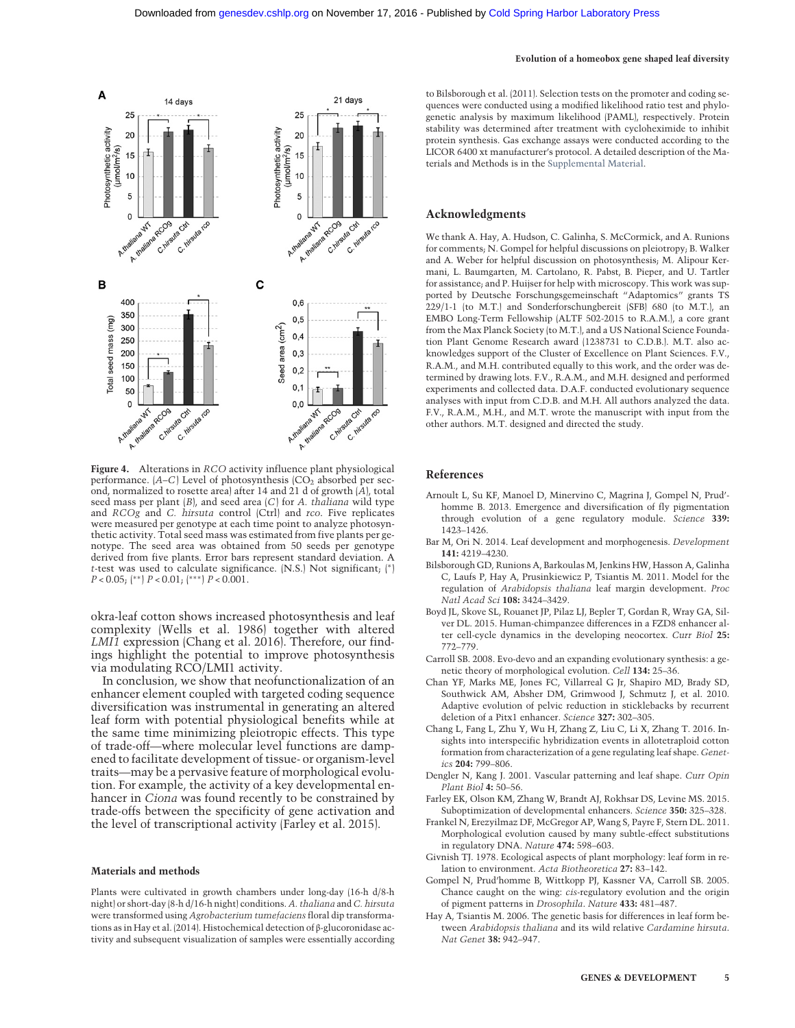**Figure 4.** Alterations in *RCO* activity influence plant physiological performance. (*A*–*C*) Level of photosynthesis ($CO_2$ absorbed per second, normalized to rosette area) after 14 and 21 d of growth (*A*), total seed mass per plant (*B*), and seed area (*C*) for *A. thaliana* wild type and *RCOg* and *C. hirsuta* control (Ctrl) and *rco*. Five replicates were measured per genotype at each time point to analyze photosynthetic activity. Total seed mass was estimated from five plants per genotype. The seed area was obtained from 50 seeds per genotype derived from five plants. Error bars represent standard deviation. A *t*-test was used to calculate significance. (N.S.) Not significant; (*) $P < 0.05$; (**) $P < 0.01$; (***) $P < 0.001$.

okra-leaf cotton shows increased photosynthesis and leaf complexity (Wells et al. 1986) together with altered *LMI1* expression (Chang et al. 2016). Therefore, our findings highlight the potential to improve photosynthesis via modulating RCO/LMI1 activity.

In conclusion, we show that neofunctionalization of an enhancer element coupled with targeted coding sequence diversification was instrumental in generating an altered leaf form with potential physiological benefits while at the same time minimizing pleiotropic effects. This type of trade-off—where molecular level functions are dampened to facilitate development of tissue- or organism-level traits—may be a pervasive feature of morphological evolution. For example, the activity of a key developmental enhancer in *Ciona* was found recently to be constrained by trade-offs between the specificity of gene activation and the level of transcriptional activity (Farley et al. 2015).

## Materials and methods

Plants were cultivated in growth chambers under long-day (16-h d/8-h night) or short-day (8-h d/16-h night) conditions. *A. thaliana* and *C. hirsuta* were transformed using *Agrobacterium tumefaciens* floral dip transformations as in Hay et al. (2014). Histochemical detection of β-glucoronidase activity and subsequent visualization of samples were essentially according to Bilsborough et al. (2011). Selection tests on the promoter and coding sequences were conducted using a modified likelihood ratio test and phylogenetic analysis by maximum likelihood (PAML), respectively. Protein stability was determined after treatment with cycloheximide to inhibit protein synthesis. Gas exchange assays were conducted according to the LICOR 6400 xt manufacturer's protocol. A detailed description of the Materials and Methods is in the Supplemental Material.

## Acknowledgments

We thank A. Hay, A. Hudson, C. Galinha, S. McCormick, and A. Runions for comments; N. Gompel for helpful discussions on pleiotropy; B. Walker and A. Weber for helpful discussion on photosynthesis; M. Alipour Kermani, L. Baumgarten, M. Cartolano, R. Pabst, B. Pieper, and U. Tartler for assistance; and P. Huijser for help with microscopy. This work was supported by Deutsche Forschungsgemeinschaft "Adaptomics" grants TS 229/1-1 (to M.T.) and Sonderforschungsbereit (SFB) 680 (to M.T.), an EMBO Long-Term Fellowship (ALTF 502-2015 to R.A.M.), a core grant from the Max Planck Society (to M.T.), and a US National Science Foundation Plant Genome Research award (1238731 to C.D.B.). M.T. also acknowledges support of the Cluster of Excellence on Plant Sciences. F.V., R.A.M., and M.H. contributed equally to this work, and the order was determined by drawing lots. F.V., R.A.M., and M.H. designed and performed experiments and collected data. D.A.F. conducted evolutionary sequence analyses with input from C.D.B. and M.H. All authors analyzed the data. F.V., R.A.M., M.H., and M.T. wrote the manuscript with input from the other authors. M.T. designed and directed the study.

## References

Arnoult L, Su KF, Manoel D, Minervino C, Magrina J, Gompel N, Prud'homme B. 2013. Emergence and diversification of fly pigmentation through evolution of a gene regulatory module. *Science* **339:** 1423–1426.

Bar M, Ori N. 2014. Leaf development and morphogenesis. *Development* **141:** 4219–4230.

Bilsborough GD, Runions A, Barkoulas M, Jenkins HW, Hasson A, Galinha C, Laufs P, Hay A, Prusinkiewicz P, Tsiantis M. 2011. Model for the regulation of *Arabidopsis thaliana* leaf margin development. *Proc Natl Acad Sci* **108:** 3424–3429.

Boyd JL, Skove SL, Rouanet JP, Pilaz LJ, Bepler T, Gordan R, Wray GA, Silver DL. 2015. Human-chimpanzee differences in a FZD8 enhancer alter cell-cycle dynamics in the developing neocortex. *Curr Biol* **25:** 772–779.

Carroll SB. 2008. Evo-devo and an expanding evolutionary synthesis: a genetic theory of morphological evolution. *Cell* **134:** 25–36.

Chan YF, Marks ME, Jones FC, Villarreal G Jr, Shapiro MD, Brady SD, Southwick AM, Absher DM, Grimwood J, Schmutz J, et al. 2010. Adaptive evolution of pelvic reduction in sticklebacks by recurrent deletion of a Pitx1 enhancer. *Science* **327:** 302–305.

Chang L, Fang L, Zhu Y, Wu H, Zhang Z, Liu C, Li X, Zhang T. 2016. Insights into interspecific hybridization events in allotetraploid cotton formation from characterization of a gene regulating leaf shape. *Genetics* **204:** 799–806.

Dengler N, Kang J. 2001. Vascular patterning and leaf shape. *Curr Opin Plant Biol* **4:** 50–56.

Farley EK, Olson KM, Zhang W, Brandt AJ, Rokhsar DS, Levine MS. 2015. Suboptimization of developmental enhancers. *Science* **350:** 325–328.

Frankel N, Erezyilmaz DF, McGregor AP, Wang S, Payre F, Stern DL. 2011. Morphological evolution caused by many subtle-effect substitutions in regulatory DNA. *Nature* **474:** 598–603.

Givnish TJ. 1978. Ecological aspects of plant morphology: leaf form in relation to environment. *Acta Biotheoretica* **27:** 83–142.

Gompel N, Prud'homme B, Wittkopp PJ, Kassner VA, Carroll SB. 2005. Chance caught on the wing: *cis*-regulatory evolution and the origin of pigment patterns in *Drosophila*. *Nature* **433:** 481–487.

Hay A, Tsiantis M. 2006. The genetic basis for differences in leaf form between *Arabidopsis thaliana* and its wild relative *Cardamine hirsuta*. *Nat Genet* **38:** 942–947.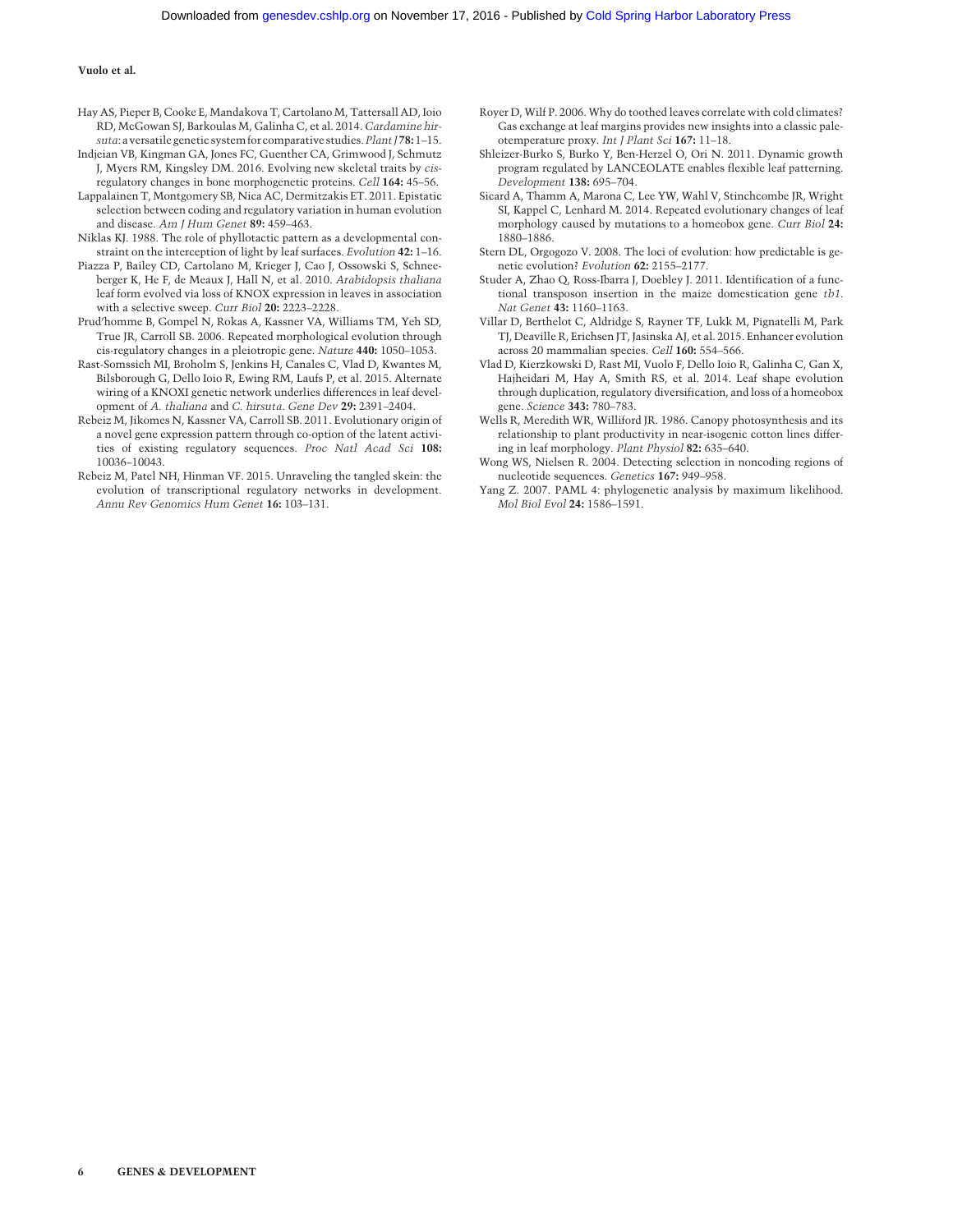Hay AS, Pieper B, Cooke E, Mandakova T, Cartolano M, Tattersall AD, Ioio RD, McGowan SJ, Barkoulas M, Galinha C, et al. 2014. *Cardamine hirsuta*: a versatile genetic system for comparative studies. *Plant J* **78:** 1–15.

Indjeian VB, Kingman GA, Jones FC, Guenther CA, Grimwood J, Schmutz J, Myers RM, Kingsley DM. 2016. Evolving new skeletal traits by *cis*-regulatory changes in bone morphogenetic proteins. *Cell* **164:** 45–56.

Lappalainen T, Montgomery SB, Nica AC, Dermitzakis ET. 2011. Epistatic selection between coding and regulatory variation in human evolution and disease. *Am J Hum Genet* **89:** 459–463.

Niklas KJ. 1988. The role of phyllotactic pattern as a developmental constraint on the interception of light by leaf surfaces. *Evolution* **42:** 1–16.

Piazza P, Bailey CD, Cartolano M, Krieger J, Cao J, Ossowski S, Schneeberger K, He F, de Meaux J, Hall N, et al. 2010. *Arabidopsis thaliana* leaf form evolved via loss of KNOX expression in leaves in association with a selective sweep. *Curr Biol* **20:** 2223–2228.

Prud'homme B, Gompel N, Rokas A, Kassner VA, Williams TM, Yeh SD, True JR, Carroll SB. 2006. Repeated morphological evolution through cis-regulatory changes in a pleiotropic gene. *Nature* **440:** 1050–1053.

Rast-Somssich MI, Broholm S, Jenkins H, Canales C, Vlad D, Kwantes M, Bilsborough G, Dello Ioio R, Ewing RM, Laufs P, et al. 2015. Alternate wiring of a KNOXI genetic network underlies differences in leaf development of *A. thaliana* and *C. hirsuta*. *Gene Dev* **29:** 2391–2404.

Rebeiz M, Jikomes N, Kassner VA, Carroll SB. 2011. Evolutionary origin of a novel gene expression pattern through co-option of the latent activities of existing regulatory sequences. *Proc Natl Acad Sci* **108:** 10036–10043.

Rebeiz M, Patel NH, Hinman VF. 2015. Unraveling the tangled skein: the evolution of transcriptional regulatory networks in development. *Annu Rev Genomics Hum Genet* **16:** 103–131.

Royer D, Wilf P. 2006. Why do toothed leaves correlate with cold climates? Gas exchange at leaf margins provides new insights into a classic paleotemperature proxy. *Int J Plant Sci* **167:** 11–18.

Shleizer-Burko S, Burko Y, Ben-Herzel O, Ori N. 2011. Dynamic growth program regulated by LANCEOLATE enables flexible leaf patterning. *Development* **138:** 695–704.

Sicard A, Thamm A, Marona C, Lee YW, Wahl V, Stinchcombe JR, Wright SI, Kappel C, Lenhard M. 2014. Repeated evolutionary changes of leaf morphology caused by mutations to a homeobox gene. *Curr Biol* **24:** 1880–1886.

Stern DL, Orgogozo V. 2008. The loci of evolution: how predictable is genetic evolution? *Evolution* **62:** 2155–2177.

Studer A, Zhao Q, Ross-Ibarra J, Doebley J. 2011. Identification of a functional transposon insertion in the maize domestication gene *tb1*. *Nat Genet* **43:** 1160–1163.

Villar D, Berthelot C, Aldridge S, Rayner TF, Lukk M, Pignatelli M, Park TJ, Deaville R, Erichsen JT, Jasinska AJ, et al. 2015. Enhancer evolution across 20 mammalian species. *Cell* **160:** 554–566.

Vlad D, Kierzkowski D, Rast MI, Vuolo F, Dello Ioio R, Galinha C, Gan X, Hajheidari M, Hay A, Smith RS, et al. 2014. Leaf shape evolution through duplication, regulatory diversification, and loss of a homeobox gene. *Science* **343:** 780–783.

Wells R, Meredith WR, Williford JR. 1986. Canopy photosynthesis and its relationship to plant productivity in near-isogenic cotton lines differing in leaf morphology. *Plant Physiol* **82:** 635–640.

Wong WS, Nielsen R. 2004. Detecting selection in noncoding regions of nucleotide sequences. *Genetics* **167:** 949–958.

Yang Z. 2007. PAML 4: phylogenetic analysis by maximum likelihood. *Mol Biol Evol* **24:** 1586–1591.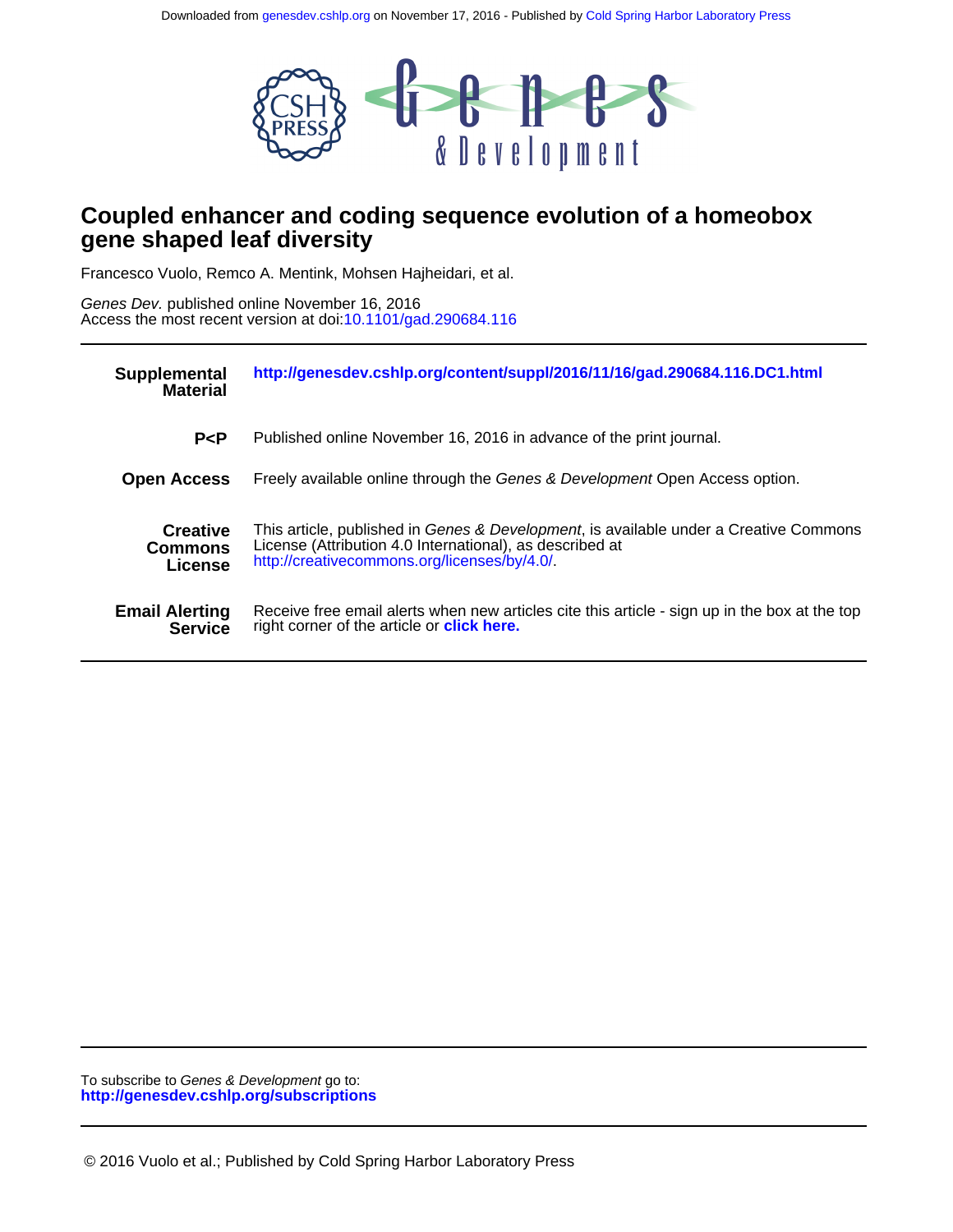Downloaded from genesdev.cshlp.org on November 17, 2016 - Published by Cold Spring Harbor Laboratory Press

# Coupled enhancer and coding sequence evolution of a homeobox gene shaped leaf diversity

Francesco Vuolo, Remco A. Mentink, Mohsen Hajheidari, et al.

*Genes Dev.* published online November 16, 2016
Access the most recent version at doi:10.1101/gad.290684.116

| | |
|---|---|
| **Supplemental Material** | **http://genesdev.cshlp.org/content/suppl/2016/11/16/gad.290684.116.DC1.html** |
| **P<P** | Published online November 16, 2016 in advance of the print journal. |
| **Open Access** | Freely available online through the *Genes & Development* Open Access option. |
| **Creative Commons License** | This article, published in *Genes & Development*, is available under a Creative Commons License (Attribution 4.0 International), as described at http://creativecommons.org/licenses/by/4.0/. |
| **Email Alerting Service** | Receive free email alerts when new articles cite this article - sign up in the box at the top right corner of the article or **click here.** |

To subscribe to *Genes & Development* go to:
**http://genesdev.cshlp.org/subscriptions**

© 2016 Vuolo et al.; Published by Cold Spring Harbor Laboratory Press